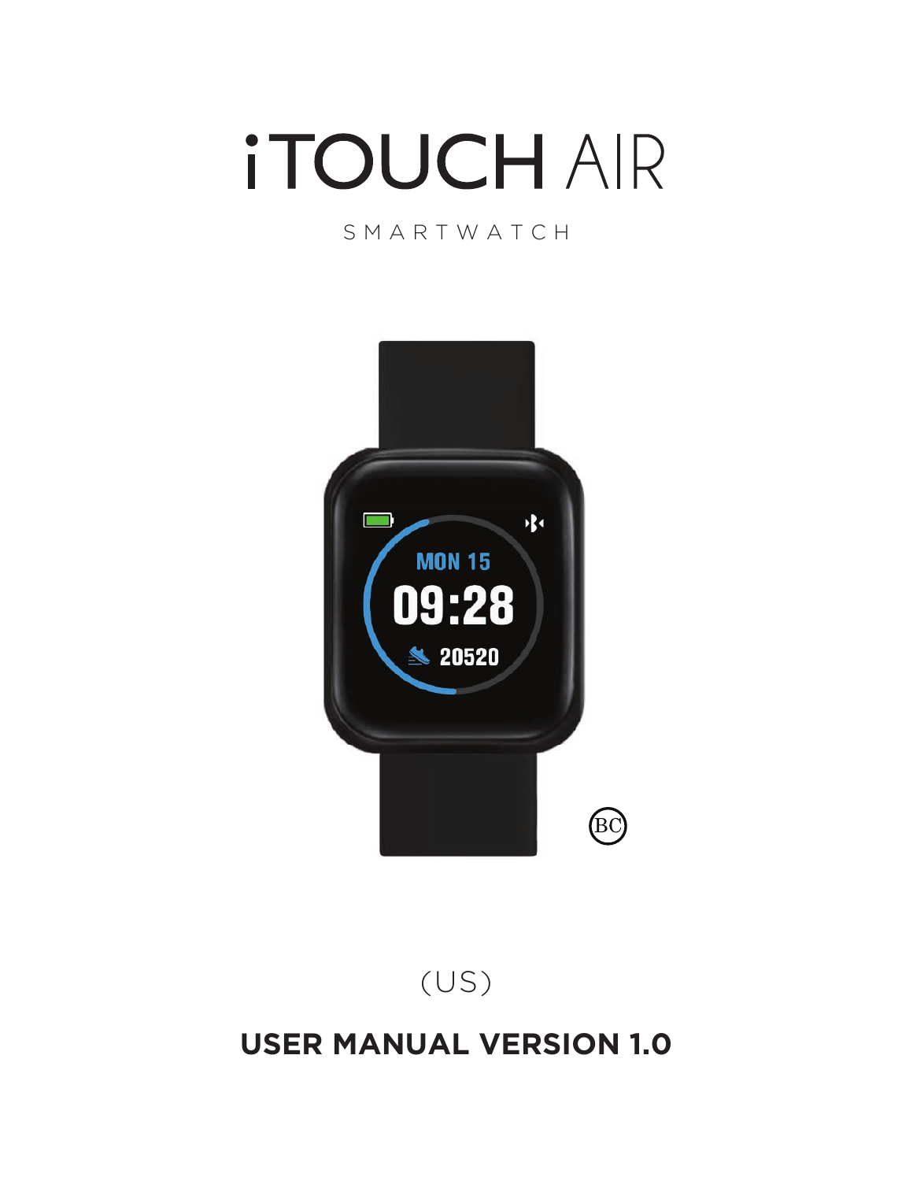# iTOUCH AIR

SMARTWATCH

(US)

**USER MANUAL VERSION 1.0**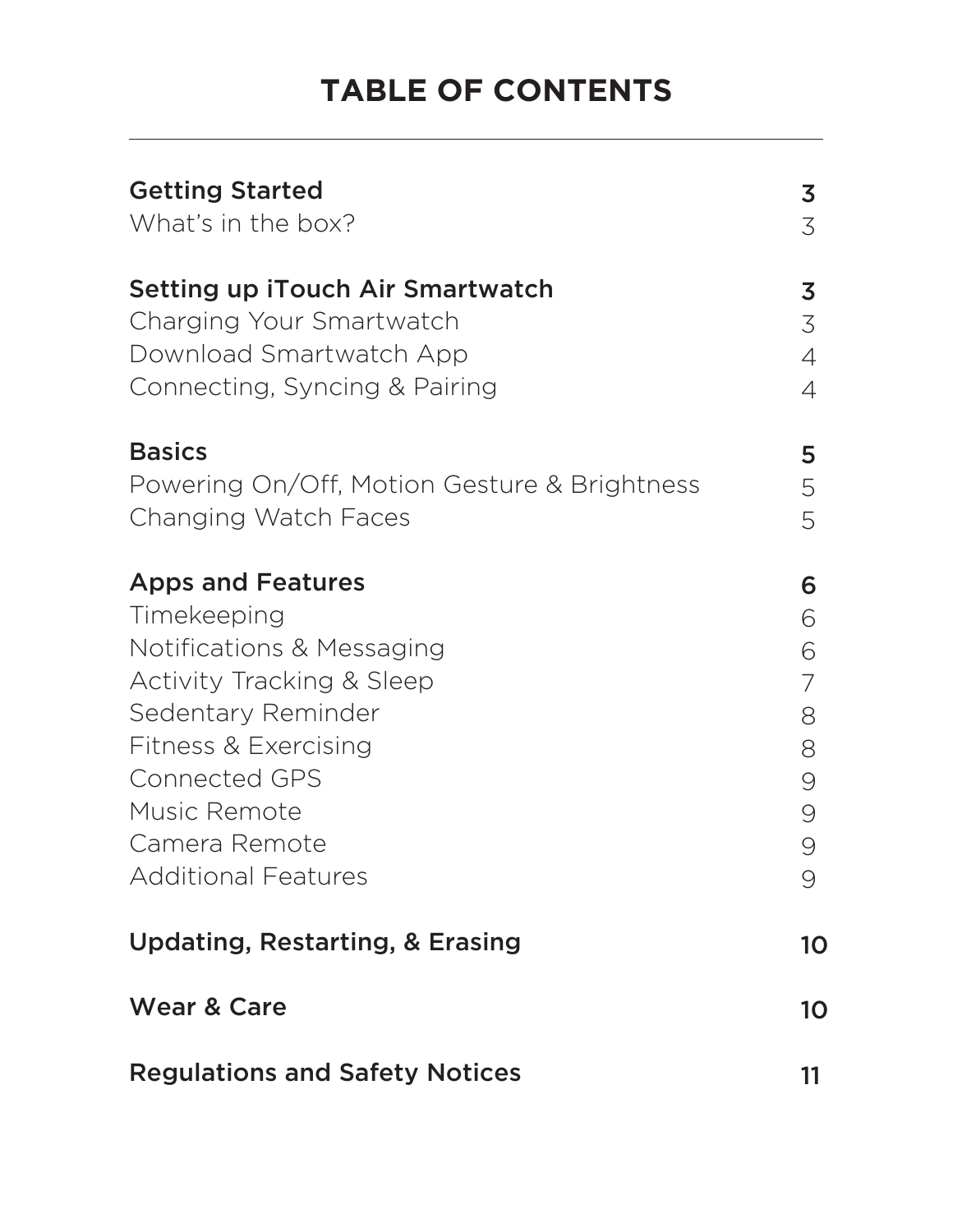# TABLE OF CONTENTS

| | |
|---|---|
| **Getting Started** | **3** |
| What's in the box? | 3 |
| **Setting up iTouch Air Smartwatch** | **3** |
| Charging Your Smartwatch | 3 |
| Download Smartwatch App | 4 |
| Connecting, Syncing & Pairing | 4 |
| **Basics** | **5** |
| Powering On/Off, Motion Gesture & Brightness | 5 |
| Changing Watch Faces | 5 |
| **Apps and Features** | **6** |
| Timekeeping | 6 |
| Notifications & Messaging | 6 |
| Activity Tracking & Sleep | 7 |
| Sedentary Reminder | 8 |
| Fitness & Exercising | 8 |
| Connected GPS | 9 |
| Music Remote | 9 |
| Camera Remote | 9 |
| Additional Features | 9 |
| **Updating, Restarting, & Erasing** | **10** |
| **Wear & Care** | **10** |
| **Regulations and Safety Notices** | **11** |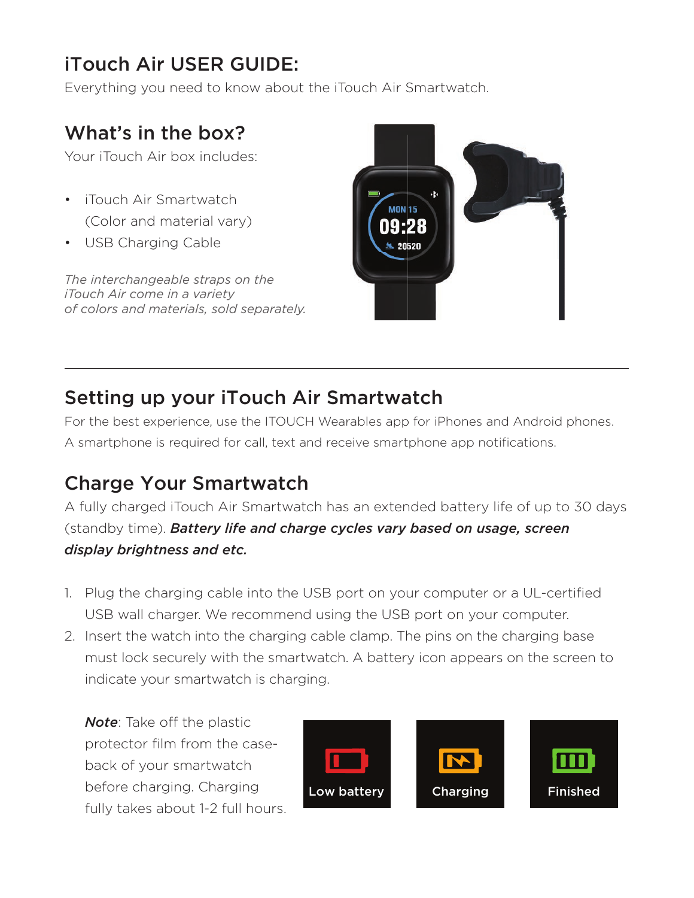# iTouch Air USER GUIDE:

Everything you need to know about the iTouch Air Smartwatch.

## What's in the box?

Your iTouch Air box includes:

- iTouch Air Smartwatch (Color and material vary)
- USB Charging Cable

*The interchangeable straps on the iTouch Air come in a variety of colors and materials, sold separately.*

---

## Setting up your iTouch Air Smartwatch

For the best experience, use the ITOUCH Wearables app for iPhones and Android phones. A smartphone is required for call, text and receive smartphone app notifications.

## Charge Your Smartwatch

A fully charged iTouch Air Smartwatch has an extended battery life of up to 30 days (standby time). ***Battery life and charge cycles vary based on usage, screen display brightness and etc.***

1. Plug the charging cable into the USB port on your computer or a UL-certified USB wall charger. We recommend using the USB port on your computer.
2. Insert the watch into the charging cable clamp. The pins on the charging base must lock securely with the smartwatch. A battery icon appears on the screen to indicate your smartwatch is charging.

***Note***: Take off the plastic protector film from the case-back of your smartwatch before charging. Charging fully takes about 1-2 full hours.

Low battery

Charging

Finished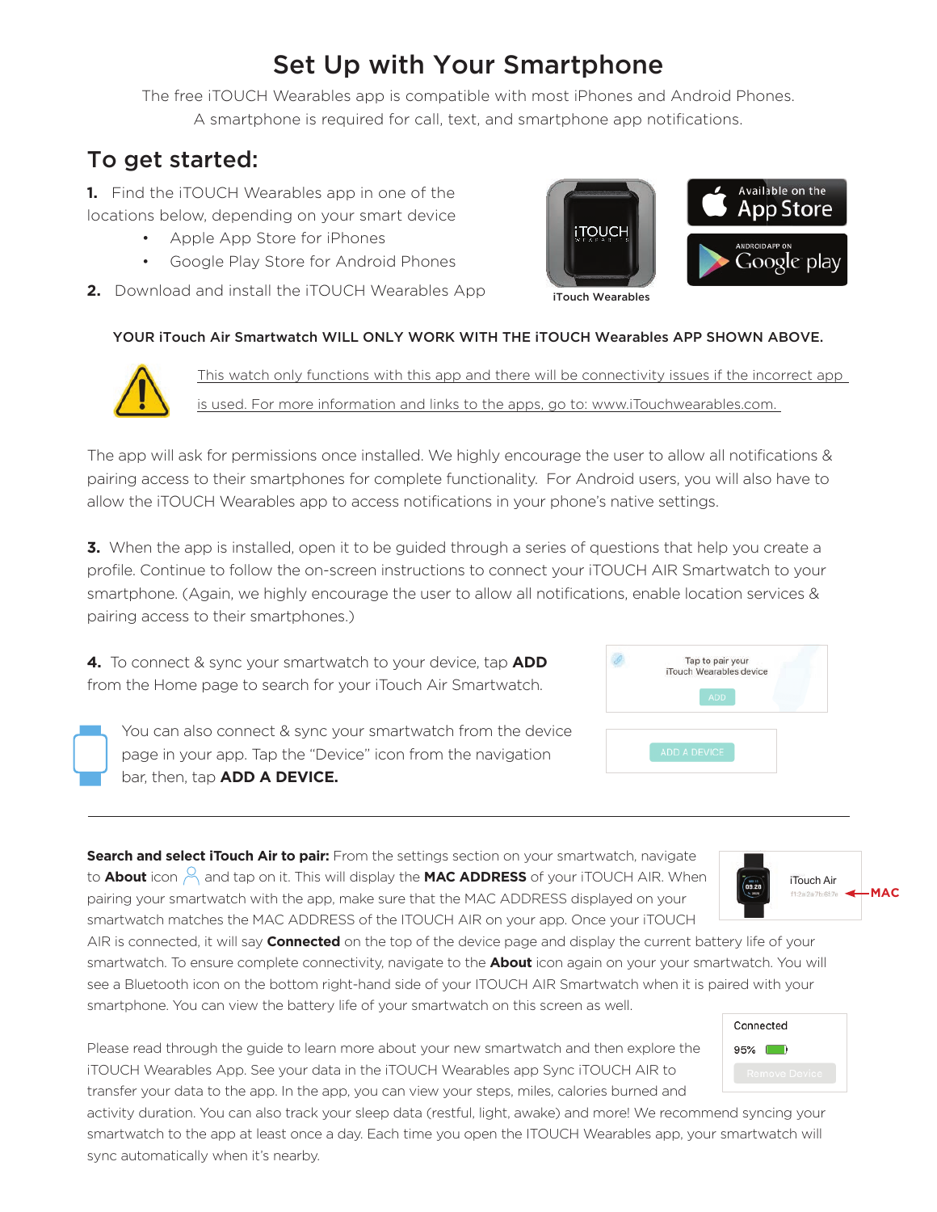# Set Up with Your Smartphone

The free iTOUCH Wearables app is compatible with most iPhones and Android Phones.
A smartphone is required for call, text, and smartphone app notifications.

## To get started:

**1.** Find the iTOUCH Wearables app in one of the locations below, depending on your smart device

- Apple App Store for iPhones
- Google Play Store for Android Phones

**2.** Download and install the iTOUCH Wearables App

iTouch Wearables

Available on the App Store

ANDROID APP ON Google play

**YOUR iTouch Air Smartwatch WILL ONLY WORK WITH THE iTOUCH Wearables APP SHOWN ABOVE.**

This watch only functions with this app and there will be connectivity issues if the incorrect app is used. For more information and links to the apps, go to: www.iTouchwearables.com.

The app will ask for permissions once installed. We highly encourage the user to allow all notifications & pairing access to their smartphones for complete functionality. For Android users, you will also have to allow the iTOUCH Wearables app to access notifications in your phone's native settings.

**3.** When the app is installed, open it to be guided through a series of questions that help you create a profile. Continue to follow the on-screen instructions to connect your iTOUCH AIR Smartwatch to your smartphone. (Again, we highly encourage the user to allow all notifications, enable location services & pairing access to their smartphones.)

**4.** To connect & sync your smartwatch to your device, tap **ADD** from the Home page to search for your iTouch Air Smartwatch.

Tap to pair your iTouch Wearables device

ADD

You can also connect & sync your smartwatch from the device page in your app. Tap the "Device" icon from the navigation bar, then, tap **ADD A DEVICE.**

ADD A DEVICE

---

**Search and select iTouch Air to pair:** From the settings section on your smartwatch, navigate to **About** icon and tap on it. This will display the **MAC ADDRESS** of your iTOUCH AIR. When pairing your smartwatch with the app, make sure that the MAC ADDRESS displayed on your smartwatch matches the MAC ADDRESS of the ITOUCH AIR on your app. Once your iTOUCH AIR is connected, it will say **Connected** on the top of the device page and display the current battery life of your smartwatch. To ensure complete connectivity, navigate to the **About** icon again on your your smartwatch. You will see a Bluetooth icon on the bottom right-hand side of your ITOUCH AIR Smartwatch when it is paired with your smartphone. You can view the battery life of your smartwatch on this screen as well.

iTouch Air

MAC

Connected

95%

Remove Device

Please read through the guide to learn more about your new smartwatch and then explore the iTOUCH Wearables App. See your data in the iTOUCH Wearables app Sync iTOUCH AIR to transfer your data to the app. In the app, you can view your steps, miles, calories burned and activity duration. You can also track your sleep data (restful, light, awake) and more! We recommend syncing your smartwatch to the app at least once a day. Each time you open the ITOUCH Wearables app, your smartwatch will sync automatically when it's nearby.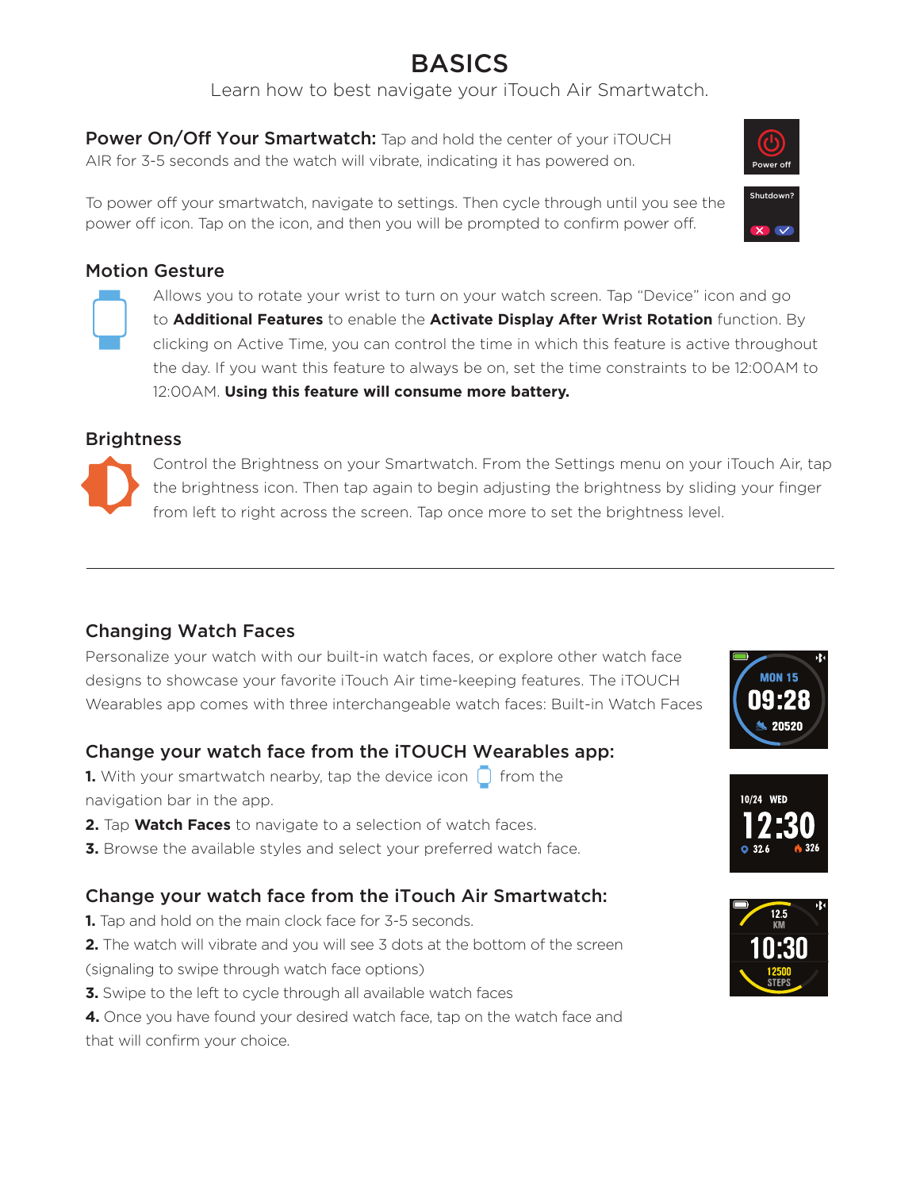# BASICS

Learn how to best navigate your iTouch Air Smartwatch.

**Power On/Off Your Smartwatch:** Tap and hold the center of your iTOUCH AIR for 3-5 seconds and the watch will vibrate, indicating it has powered on.

To power off your smartwatch, navigate to settings. Then cycle through until you see the power off icon. Tap on the icon, and then you will be prompted to confirm power off.

### Motion Gesture

Allows you to rotate your wrist to turn on your watch screen. Tap "Device" icon and go to **Additional Features** to enable the **Activate Display After Wrist Rotation** function. By clicking on Active Time, you can control the time in which this feature is active throughout the day. If you want this feature to always be on, set the time constraints to be 12:00AM to 12:00AM. **Using this feature will consume more battery.**

### Brightness

Control the Brightness on your Smartwatch. From the Settings menu on your iTouch Air, tap the brightness icon. Then tap again to begin adjusting the brightness by sliding your finger from left to right across the screen. Tap once more to set the brightness level.

---

### Changing Watch Faces

Personalize your watch with our built-in watch faces, or explore other watch face designs to showcase your favorite iTouch Air time-keeping features. The iTOUCH Wearables app comes with three interchangeable watch faces: Built-in Watch Faces

### Change your watch face from the iTOUCH Wearables app:

**1.** With your smartwatch nearby, tap the device icon from the navigation bar in the app.

**2.** Tap **Watch Faces** to navigate to a selection of watch faces.

**3.** Browse the available styles and select your preferred watch face.

### Change your watch face from the iTouch Air Smartwatch:

**1.** Tap and hold on the main clock face for 3-5 seconds.

**2.** The watch will vibrate and you will see 3 dots at the bottom of the screen (signaling to swipe through watch face options)

**3.** Swipe to the left to cycle through all available watch faces

**4.** Once you have found your desired watch face, tap on the watch face and that will confirm your choice.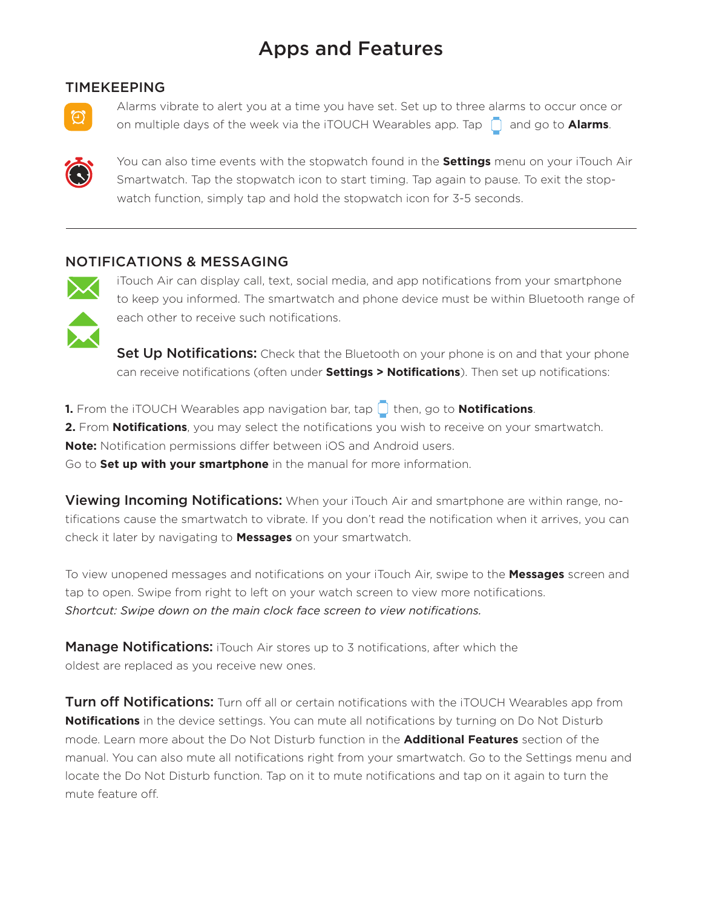# Apps and Features

## TIMEKEEPING

Alarms vibrate to alert you at a time you have set. Set up to three alarms to occur once or on multiple days of the week via the iTOUCH Wearables app. Tap and go to **Alarms**.

You can also time events with the stopwatch found in the **Settings** menu on your iTouch Air Smartwatch. Tap the stopwatch icon to start timing. Tap again to pause. To exit the stopwatch function, simply tap and hold the stopwatch icon for 3-5 seconds.

---

## NOTIFICATIONS & MESSAGING

iTouch Air can display call, text, social media, and app notifications from your smartphone to keep you informed. The smartwatch and phone device must be within Bluetooth range of each other to receive such notifications.

**Set Up Notifications:** Check that the Bluetooth on your phone is on and that your phone can receive notifications (often under **Settings > Notifications**). Then set up notifications:

**1.** From the iTOUCH Wearables app navigation bar, tap then, go to **Notifications**.
**2.** From **Notifications**, you may select the notifications you wish to receive on your smartwatch.
**Note:** Notification permissions differ between iOS and Android users.
Go to **Set up with your smartphone** in the manual for more information.

**Viewing Incoming Notifications:** When your iTouch Air and smartphone are within range, notifications cause the smartwatch to vibrate. If you don't read the notification when it arrives, you can check it later by navigating to **Messages** on your smartwatch.

To view unopened messages and notifications on your iTouch Air, swipe to the **Messages** screen and tap to open. Swipe from right to left on your watch screen to view more notifications.
*Shortcut: Swipe down on the main clock face screen to view notifications.*

**Manage Notifications:** iTouch Air stores up to 3 notifications, after which the oldest are replaced as you receive new ones.

**Turn off Notifications:** Turn off all or certain notifications with the iTOUCH Wearables app from **Notifications** in the device settings. You can mute all notifications by turning on Do Not Disturb mode. Learn more about the Do Not Disturb function in the **Additional Features** section of the manual. You can also mute all notifications right from your smartwatch. Go to the Settings menu and locate the Do Not Disturb function. Tap on it to mute notifications and tap on it again to turn the mute feature off.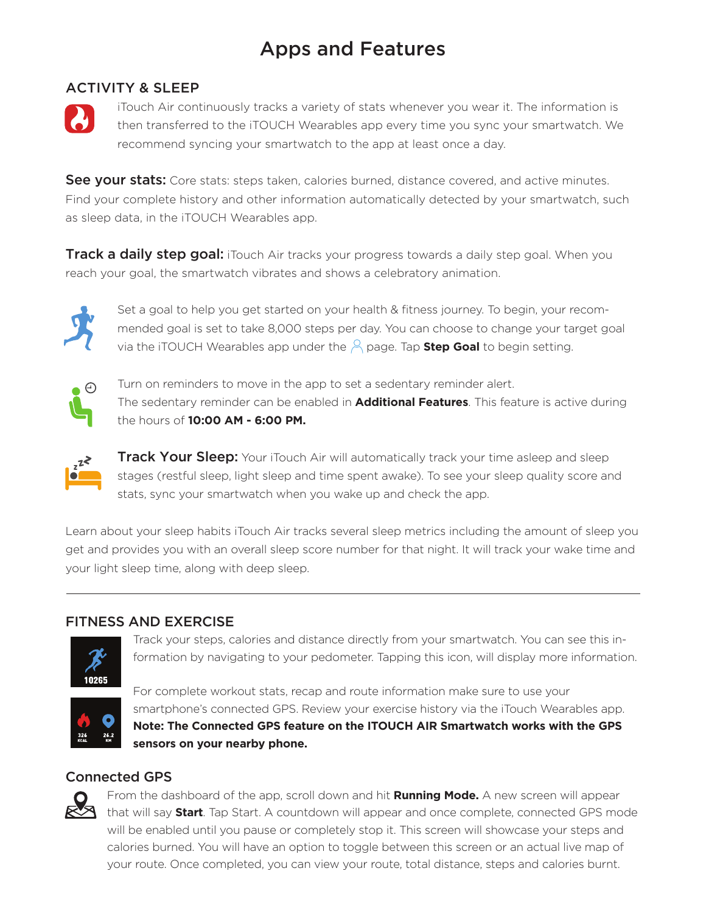# Apps and Features

## ACTIVITY & SLEEP

iTouch Air continuously tracks a variety of stats whenever you wear it. The information is then transferred to the iTOUCH Wearables app every time you sync your smartwatch. We recommend syncing your smartwatch to the app at least once a day.

**See your stats:** Core stats: steps taken, calories burned, distance covered, and active minutes. Find your complete history and other information automatically detected by your smartwatch, such as sleep data, in the iTOUCH Wearables app.

**Track a daily step goal:** iTouch Air tracks your progress towards a daily step goal. When you reach your goal, the smartwatch vibrates and shows a celebratory animation.

Set a goal to help you get started on your health & fitness journey. To begin, your recommended goal is set to take 8,000 steps per day. You can choose to change your target goal via the iTOUCH Wearables app under the page. Tap **Step Goal** to begin setting.

Turn on reminders to move in the app to set a sedentary reminder alert.
The sedentary reminder can be enabled in **Additional Features**. This feature is active during the hours of **10:00 AM - 6:00 PM.**

**Track Your Sleep:** Your iTouch Air will automatically track your time asleep and sleep stages (restful sleep, light sleep and time spent awake). To see your sleep quality score and stats, sync your smartwatch when you wake up and check the app.

Learn about your sleep habits iTouch Air tracks several sleep metrics including the amount of sleep you get and provides you with an overall sleep score number for that night. It will track your wake time and your light sleep time, along with deep sleep.

---

## FITNESS AND EXERCISE

Track your steps, calories and distance directly from your smartwatch. You can see this information by navigating to your pedometer. Tapping this icon, will display more information.

For complete workout stats, recap and route information make sure to use your smartphone's connected GPS. Review your exercise history via the iTouch Wearables app. **Note: The Connected GPS feature on the ITOUCH AIR Smartwatch works with the GPS sensors on your nearby phone.**

## Connected GPS

From the dashboard of the app, scroll down and hit **Running Mode.** A new screen will appear that will say **Start**. Tap Start. A countdown will appear and once complete, connected GPS mode will be enabled until you pause or completely stop it. This screen will showcase your steps and calories burned. You will have an option to toggle between this screen or an actual live map of your route. Once completed, you can view your route, total distance, steps and calories burnt.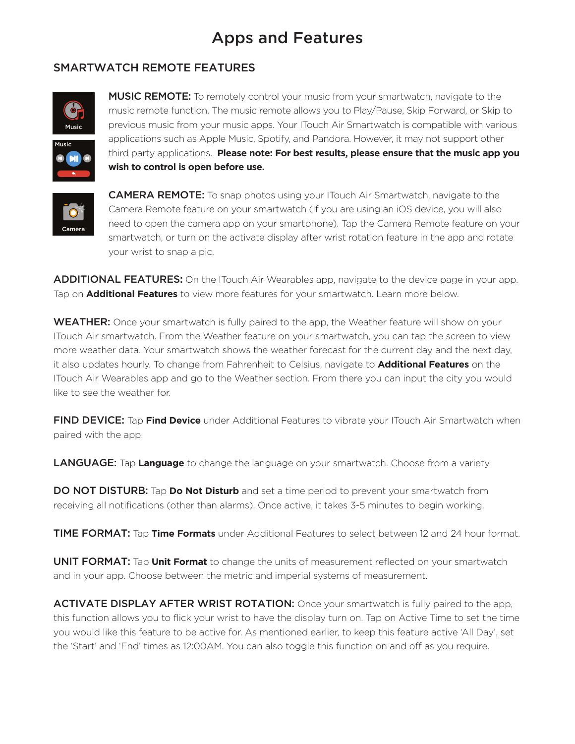# Apps and Features

## SMARTWATCH REMOTE FEATURES

**MUSIC REMOTE:** To remotely control your music from your smartwatch, navigate to the music remote function. The music remote allows you to Play/Pause, Skip Forward, or Skip to previous music from your music apps. Your ITouch Air Smartwatch is compatible with various applications such as Apple Music, Spotify, and Pandora. However, it may not support other third party applications. **Please note: For best results, please ensure that the music app you wish to control is open before use.**

**CAMERA REMOTE:** To snap photos using your ITouch Air Smartwatch, navigate to the Camera Remote feature on your smartwatch (If you are using an iOS device, you will also need to open the camera app on your smartphone). Tap the Camera Remote feature on your smartwatch, or turn on the activate display after wrist rotation feature in the app and rotate your wrist to snap a pic.

**ADDITIONAL FEATURES:** On the ITouch Air Wearables app, navigate to the device page in your app. Tap on **Additional Features** to view more features for your smartwatch. Learn more below.

**WEATHER:** Once your smartwatch is fully paired to the app, the Weather feature will show on your ITouch Air smartwatch. From the Weather feature on your smartwatch, you can tap the screen to view more weather data. Your smartwatch shows the weather forecast for the current day and the next day, it also updates hourly. To change from Fahrenheit to Celsius, navigate to **Additional Features** on the ITouch Air Wearables app and go to the Weather section. From there you can input the city you would like to see the weather for.

**FIND DEVICE:** Tap **Find Device** under Additional Features to vibrate your ITouch Air Smartwatch when paired with the app.

**LANGUAGE:** Tap **Language** to change the language on your smartwatch. Choose from a variety.

**DO NOT DISTURB:** Tap **Do Not Disturb** and set a time period to prevent your smartwatch from receiving all notifications (other than alarms). Once active, it takes 3-5 minutes to begin working.

**TIME FORMAT:** Tap **Time Formats** under Additional Features to select between 12 and 24 hour format.

**UNIT FORMAT:** Tap **Unit Format** to change the units of measurement reflected on your smartwatch and in your app. Choose between the metric and imperial systems of measurement.

**ACTIVATE DISPLAY AFTER WRIST ROTATION:** Once your smartwatch is fully paired to the app, this function allows you to flick your wrist to have the display turn on. Tap on Active Time to set the time you would like this feature to be active for. As mentioned earlier, to keep this feature active 'All Day', set the 'Start' and 'End' times as 12:00AM. You can also toggle this function on and off as you require.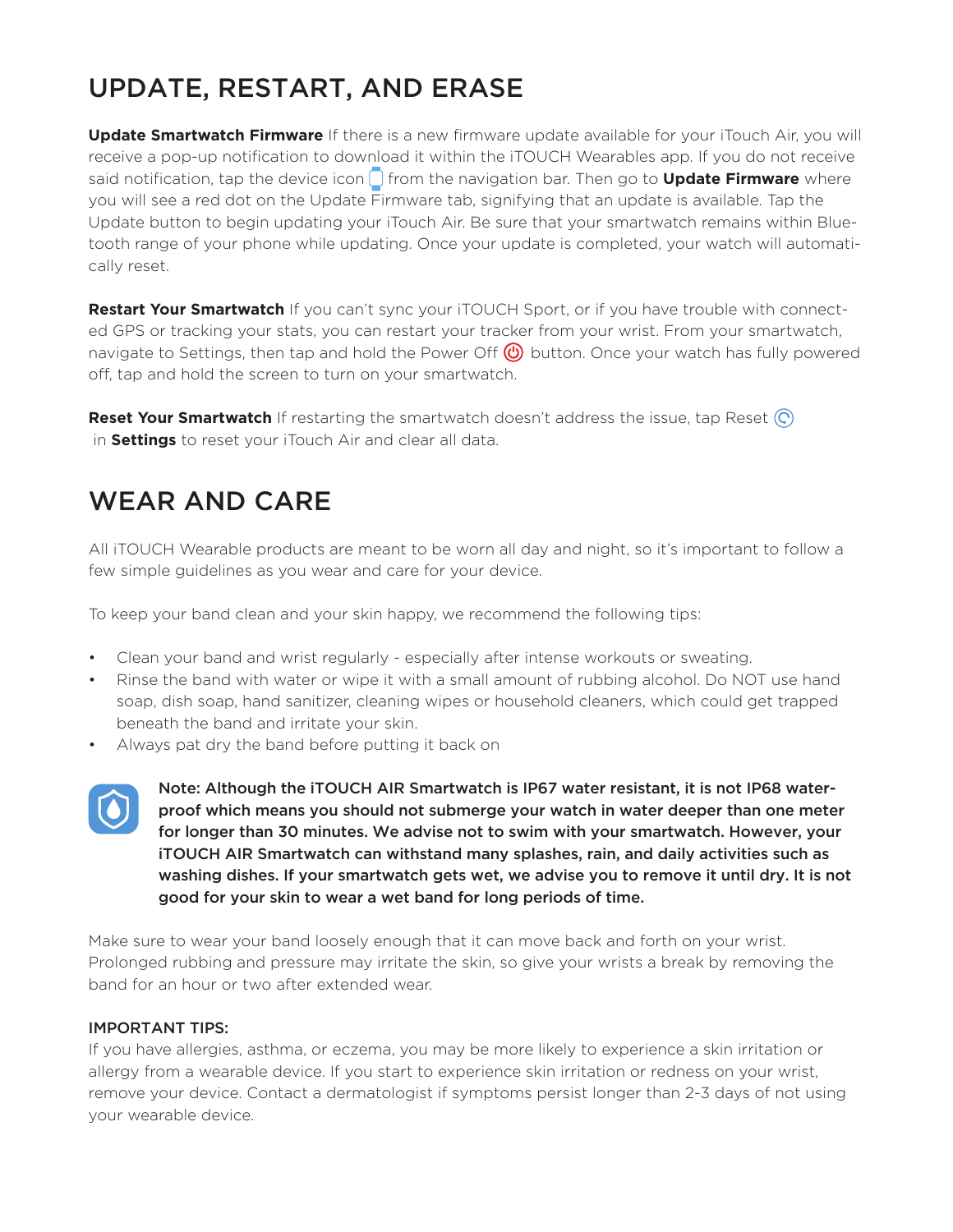## UPDATE, RESTART, AND ERASE

**Update Smartwatch Firmware** If there is a new firmware update available for your iTouch Air, you will receive a pop-up notification to download it within the iTOUCH Wearables app. If you do not receive said notification, tap the device icon from the navigation bar. Then go to **Update Firmware** where you will see a red dot on the Update Firmware tab, signifying that an update is available. Tap the Update button to begin updating your iTouch Air. Be sure that your smartwatch remains within Bluetooth range of your phone while updating. Once your update is completed, your watch will automatically reset.

**Restart Your Smartwatch** If you can't sync your iTOUCH Sport, or if you have trouble with connected GPS or tracking your stats, you can restart your tracker from your wrist. From your smartwatch, navigate to Settings, then tap and hold the Power Off button. Once your watch has fully powered off, tap and hold the screen to turn on your smartwatch.

**Reset Your Smartwatch** If restarting the smartwatch doesn't address the issue, tap Reset in **Settings** to reset your iTouch Air and clear all data.

## WEAR AND CARE

All iTOUCH Wearable products are meant to be worn all day and night, so it's important to follow a few simple guidelines as you wear and care for your device.

To keep your band clean and your skin happy, we recommend the following tips:

- Clean your band and wrist regularly - especially after intense workouts or sweating.
- Rinse the band with water or wipe it with a small amount of rubbing alcohol. Do NOT use hand soap, dish soap, hand sanitizer, cleaning wipes or household cleaners, which could get trapped beneath the band and irritate your skin.
- Always pat dry the band before putting it back on

**Note: Although the iTOUCH AIR Smartwatch is IP67 water resistant, it is not IP68 waterproof which means you should not submerge your watch in water deeper than one meter for longer than 30 minutes. We advise not to swim with your smartwatch. However, your iTOUCH AIR Smartwatch can withstand many splashes, rain, and daily activities such as washing dishes. If your smartwatch gets wet, we advise you to remove it until dry. It is not good for your skin to wear a wet band for long periods of time.**

Make sure to wear your band loosely enough that it can move back and forth on your wrist. Prolonged rubbing and pressure may irritate the skin, so give your wrists a break by removing the band for an hour or two after extended wear.

IMPORTANT TIPS:

If you have allergies, asthma, or eczema, you may be more likely to experience a skin irritation or allergy from a wearable device. If you start to experience skin irritation or redness on your wrist, remove your device. Contact a dermatologist if symptoms persist longer than 2-3 days of not using your wearable device.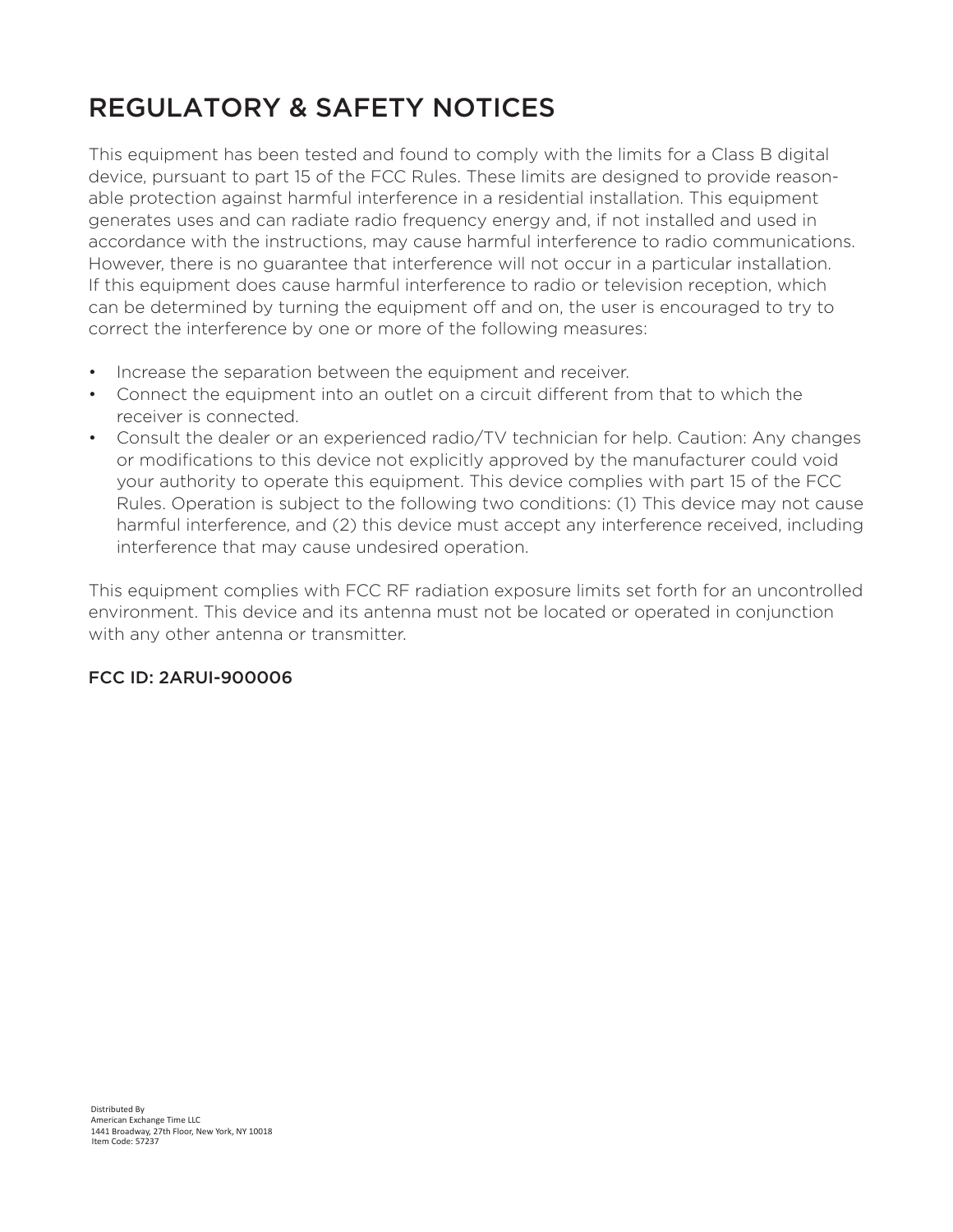# REGULATORY & SAFETY NOTICES

This equipment has been tested and found to comply with the limits for a Class B digital device, pursuant to part 15 of the FCC Rules. These limits are designed to provide reasonable protection against harmful interference in a residential installation. This equipment generates uses and can radiate radio frequency energy and, if not installed and used in accordance with the instructions, may cause harmful interference to radio communications. However, there is no guarantee that interference will not occur in a particular installation. If this equipment does cause harmful interference to radio or television reception, which can be determined by turning the equipment off and on, the user is encouraged to try to correct the interference by one or more of the following measures:

- Increase the separation between the equipment and receiver.
- Connect the equipment into an outlet on a circuit different from that to which the receiver is connected.
- Consult the dealer or an experienced radio/TV technician for help. Caution: Any changes or modifications to this device not explicitly approved by the manufacturer could void your authority to operate this equipment. This device complies with part 15 of the FCC Rules. Operation is subject to the following two conditions: (1) This device may not cause harmful interference, and (2) this device must accept any interference received, including interference that may cause undesired operation.

This equipment complies with FCC RF radiation exposure limits set forth for an uncontrolled environment. This device and its antenna must not be located or operated in conjunction with any other antenna or transmitter.

FCC ID: 2ARUI-900006

Distributed By
American Exchange Time LLC
1441 Broadway, 27th Floor, New York, NY 10018
Item Code: 57237